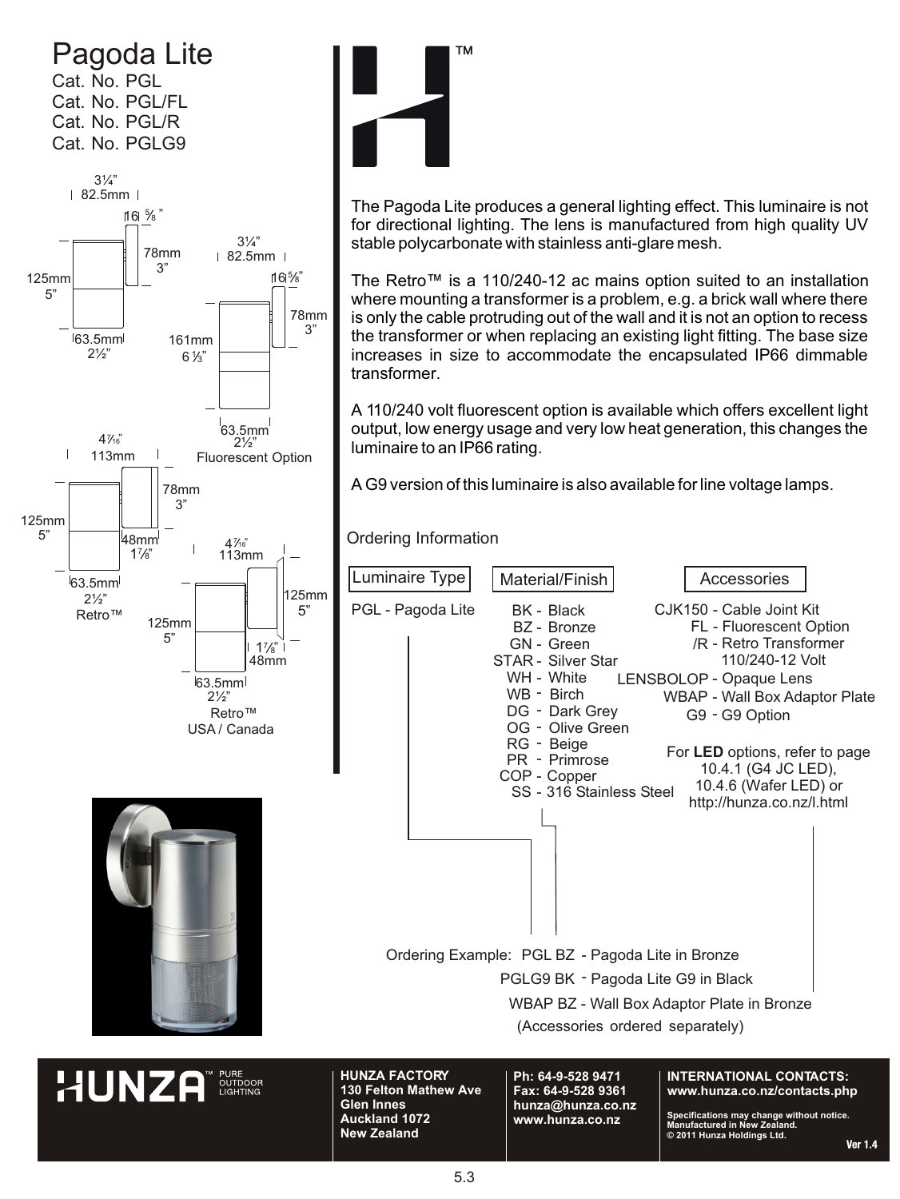# Pagoda Lite

Cat. No. PGL
Cat. No. PGL/FL
Cat. No. PGL/R
Cat. No. PGLG9

3¼"
82.5mm
16 ⅝"
78mm
3"
125mm
5"
63.5mm
2½"

3¼"
82.5mm
16 ⅝"
78mm
3"
161mm
6⅓"
63.5mm
2½"
Fluorescent Option

4⁷⁄₁₆"
113mm
78mm
3"
125mm
5"
48mm
1⅞"
63.5mm
2½"
Retro™

4⁷⁄₁₆"
113mm
125mm
5"
125mm
5"
1⅞"
48mm
63.5mm
2½"
Retro™
USA / Canada

The Pagoda Lite produces a general lighting effect. This luminaire is not for directional lighting. The lens is manufactured from high quality UV stable polycarbonate with stainless anti-glare mesh.

The Retro™ is a 110/240-12 ac mains option suited to an installation where mounting a transformer is a problem, e.g. a brick wall where there is only the cable protruding out of the wall and it is not an option to recess the transformer or when replacing an existing light fitting. The base size increases in size to accommodate the encapsulated IP66 dimmable transformer.

A 110/240 volt fluorescent option is available which offers excellent light output, low energy usage and very low heat generation, this changes the luminaire to an IP66 rating.

A G9 version of this luminaire is also available for line voltage lamps.

## Ordering Information

| Luminaire Type | Material/Finish | Accessories |
|---|---|---|
| PGL - Pagoda Lite | BK - Black | CJK150 - Cable Joint Kit |
| | BZ - Bronze | FL - Fluorescent Option |
| | GN - Green | /R - Retro Transformer 110/240-12 Volt |
| | STAR - Silver Star | LENSBOLOP - Opaque Lens |
| | WH - White | WBAP - Wall Box Adaptor Plate |
| | WB - Birch | G9 - G9 Option |
| | DG - Dark Grey | |
| | OG - Olive Green | |
| | RG - Beige | |
| | PR - Primrose | |
| | COP - Copper | |
| | SS - 316 Stainless Steel | |

For **LED** options, refer to page 10.4.1 (G4 JC LED), 10.4.6 (Wafer LED) or http://hunza.co.nz/l.html

Ordering Example: PGL BZ - Pagoda Lite in Bronze
PGLG9 BK - Pagoda Lite G9 in Black
WBAP BZ - Wall Box Adaptor Plate in Bronze
(Accessories ordered separately)

HUNZA™ PURE OUTDOOR LIGHTING

**HUNZA FACTORY**
**130 Felton Mathew Ave**
**Glen Innes**
**Auckland 1072**
**New Zealand**

**Ph: 64-9-528 9471**
**Fax: 64-9-528 9361**
**hunza@hunza.co.nz**
**www.hunza.co.nz**

**INTERNATIONAL CONTACTS:**
**www.hunza.co.nz/contacts.php**

**Specifications may change without notice.**
**Manufactured in New Zealand.**
**© 2011 Hunza Holdings Ltd.**

Ver 1.4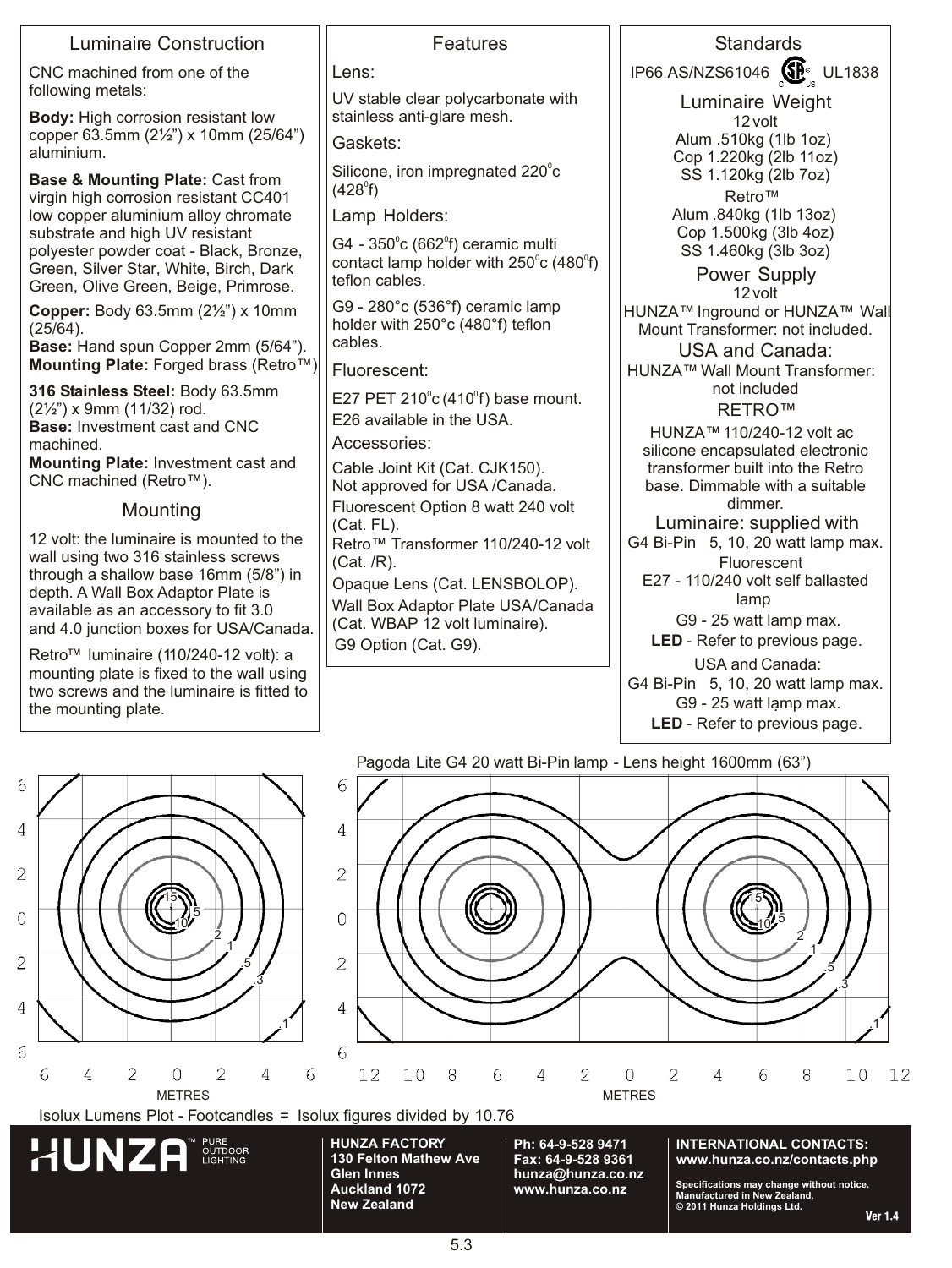## Luminaire Construction

CNC machined from one of the following metals:

**Body:** High corrosion resistant low copper 63.5mm (2½") x 10mm (25/64") aluminium.

**Base & Mounting Plate:** Cast from virgin high corrosion resistant CC401 low copper aluminium alloy chromate substrate and high UV resistant polyester powder coat - Black, Bronze, Green, Silver Star, White, Birch, Dark Green, Olive Green, Beige, Primrose.

**Copper:** Body 63.5mm (2½") x 10mm (25/64).
**Base:** Hand spun Copper 2mm (5/64").
**Mounting Plate:** Forged brass (Retro™)

**316 Stainless Steel:** Body 63.5mm (2½") x 9mm (11/32) rod.
**Base:** Investment cast and CNC machined.
**Mounting Plate:** Investment cast and CNC machined (Retro™).

## Mounting

12 volt: the luminaire is mounted to the wall using two 316 stainless screws through a shallow base 16mm (5/8") in depth. A Wall Box Adaptor Plate is available as an accessory to fit 3.0 and 4.0 junction boxes for USA/Canada.

Retro™ luminaire (110/240-12 volt): a mounting plate is fixed to the wall using two screws and the luminaire is fitted to the mounting plate.

## Features

Lens:

UV stable clear polycarbonate with stainless anti-glare mesh.

Gaskets:

Silicone, iron impregnated 220°c (428°f)

Lamp Holders:

G4 - 350°c (662°f) ceramic multi contact lamp holder with 250°c (480°f) teflon cables.

G9 - 280°c (536°f) ceramic lamp holder with 250°c (480°f) teflon cables.

Fluorescent:

E27 PET 210°c (410°f) base mount.
E26 available in the USA.

Accessories:

Cable Joint Kit (Cat. CJK150).
Not approved for USA /Canada.

Fluorescent Option 8 watt 240 volt (Cat. FL).
Retro™ Transformer 110/240-12 volt (Cat. /R).

Opaque Lens (Cat. LENSBOLOP).

Wall Box Adaptor Plate USA/Canada (Cat. WBAP 12 volt luminaire).

G9 Option (Cat. G9).

## Standards

IP66 AS/NZS61046 UL1838

### Luminaire Weight

12 volt
Alum .510kg (1lb 1oz)
Cop 1.220kg (2lb 11oz)
SS 1.120kg (2lb 7oz)

Retro™
Alum .840kg (1lb 13oz)
Cop 1.500kg (3lb 4oz)
SS 1.460kg (3lb 3oz)

### Power Supply

12 volt
HUNZA™ Inground or HUNZA™ Wall Mount Transformer: not included.

### USA and Canada:

HUNZA™ Wall Mount Transformer: not included

### RETRO™

HUNZA™ 110/240-12 volt ac silicone encapsulated electronic transformer built into the Retro base. Dimmable with a suitable dimmer.

### Luminaire: supplied with

G4 Bi-Pin 5, 10, 20 watt lamp max.

Fluorescent
E27 - 110/240 volt self ballasted lamp

G9 - 25 watt lamp max.

**LED** - Refer to previous page.

USA and Canada:
G4 Bi-Pin 5, 10, 20 watt lamp max.
G9 - 25 watt lamp max.
**LED** - Refer to previous page.

Pagoda Lite G4 20 watt Bi-Pin lamp - Lens height 1600mm (63")

15
10
5
2
1
.5
.3
.1

METRES

METRES

Isolux Lumens Plot - Footcandles = Isolux figures divided by 10.76

HUNZA™ PURE OUTDOOR LIGHTING

**HUNZA FACTORY**
**130 Felton Mathew Ave**
**Glen Innes**
**Auckland 1072**
**New Zealand**

**Ph: 64-9-528 9471**
**Fax: 64-9-528 9361**
**hunza@hunza.co.nz**
**www.hunza.co.nz**

**INTERNATIONAL CONTACTS:**
**www.hunza.co.nz/contacts.php**

**Specifications may change without notice.**
**Manufactured in New Zealand.**
**© 2011 Hunza Holdings Ltd.**

**Ver 1.4**